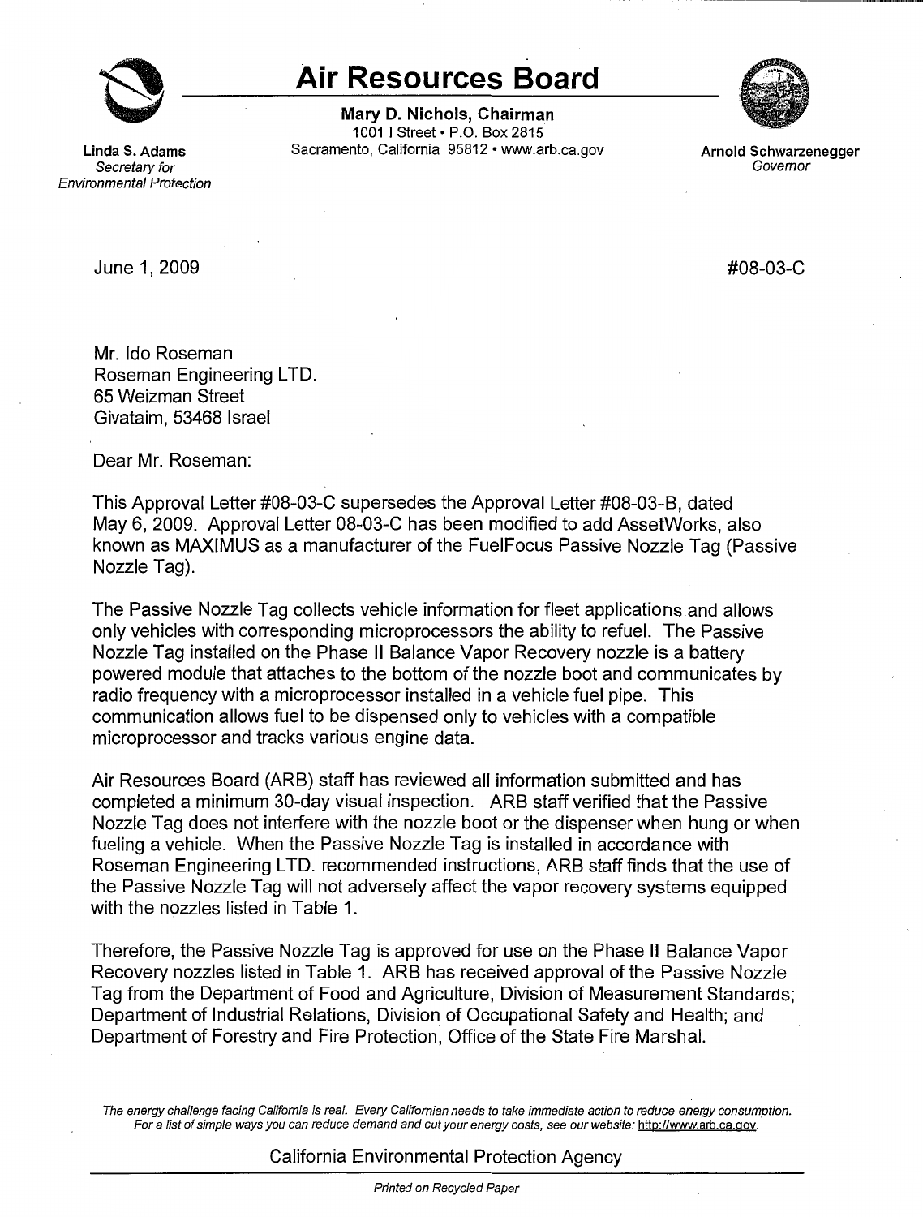# Air Resources Board

**Mary D. Nichols, Chairman**
1001 I Street • P.O. Box 2815
Sacramento, California 95812 • www.arb.ca.gov

**Linda S. Adams**
*Secretary for Environmental Protection*

**Arnold Schwarzenegger**
*Governor*

June 1, 2009

#08-03-C

Mr. Ido Roseman
Roseman Engineering LTD.
65 Weizman Street
Givataim, 53468 Israel

Dear Mr. Roseman:

This Approval Letter #08-03-C supersedes the Approval Letter #08-03-B, dated May 6, 2009. Approval Letter 08-03-C has been modified to add AssetWorks, also known as MAXIMUS as a manufacturer of the FuelFocus Passive Nozzle Tag (Passive Nozzle Tag).

The Passive Nozzle Tag collects vehicle information for fleet applications and allows only vehicles with corresponding microprocessors the ability to refuel. The Passive Nozzle Tag installed on the Phase II Balance Vapor Recovery nozzle is a battery powered module that attaches to the bottom of the nozzle boot and communicates by radio frequency with a microprocessor installed in a vehicle fuel pipe. This communication allows fuel to be dispensed only to vehicles with a compatible microprocessor and tracks various engine data.

Air Resources Board (ARB) staff has reviewed all information submitted and has completed a minimum 30-day visual inspection. ARB staff verified that the Passive Nozzle Tag does not interfere with the nozzle boot or the dispenser when hung or when fueling a vehicle. When the Passive Nozzle Tag is installed in accordance with Roseman Engineering LTD. recommended instructions, ARB staff finds that the use of the Passive Nozzle Tag will not adversely affect the vapor recovery systems equipped with the nozzles listed in Table 1.

Therefore, the Passive Nozzle Tag is approved for use on the Phase II Balance Vapor Recovery nozzles listed in Table 1. ARB has received approval of the Passive Nozzle Tag from the Department of Food and Agriculture, Division of Measurement Standards; Department of Industrial Relations, Division of Occupational Safety and Health; and Department of Forestry and Fire Protection, Office of the State Fire Marshal.

*The energy challenge facing California is real. Every Californian needs to take immediate action to reduce energy consumption. For a list of simple ways you can reduce demand and cut your energy costs, see our website: http://www.arb.ca.gov.*

California Environmental Protection Agency

*Printed on Recycled Paper*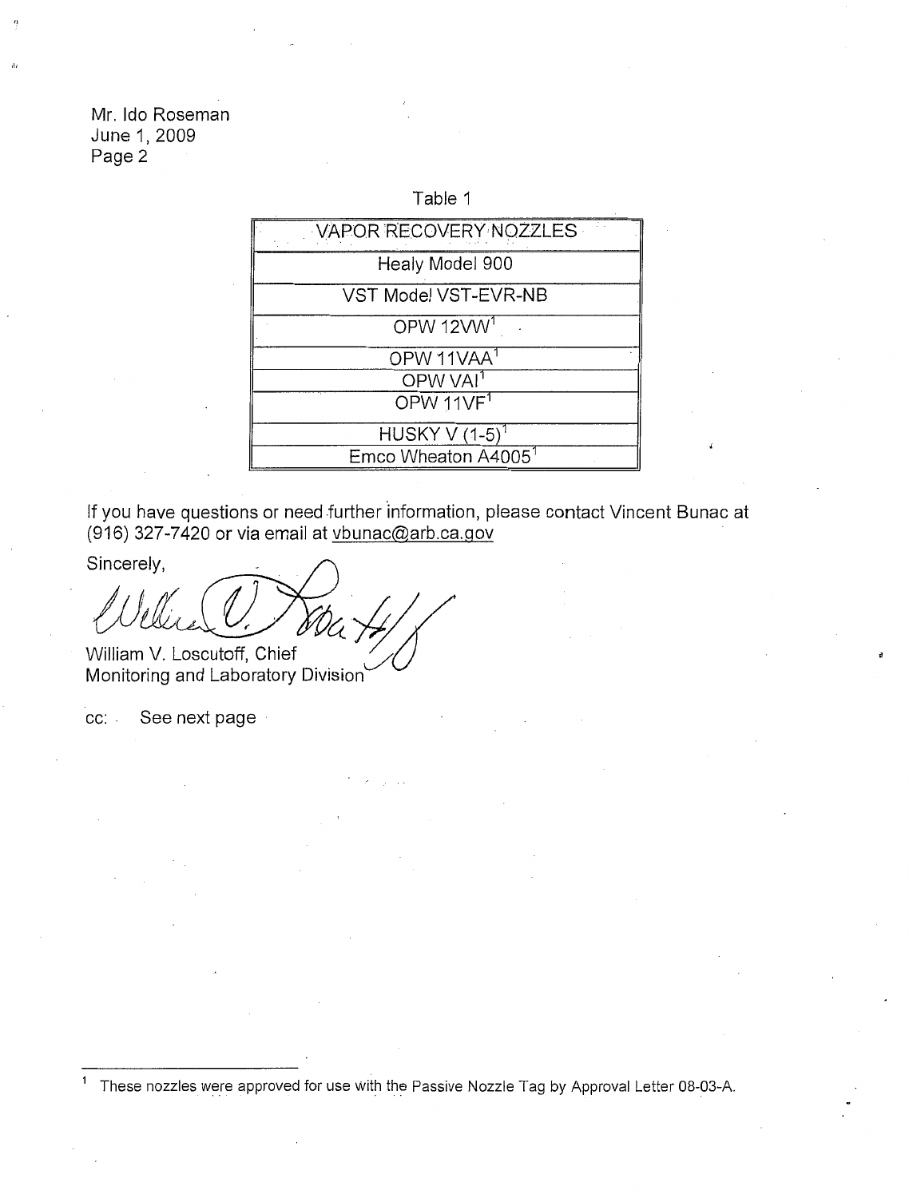Mr. Ido Roseman
June 1, 2009
Page 2

Table 1

| VAPOR RECOVERY NOZZLES |
| --- |
| Healy Model 900 |
| VST Model VST-EVR-NB |
| OPW 12VW[1] |
| OPW 11VAA[1] |
| OPW VAI[1] |
| OPW 11VF[1] |
| HUSKY V (1-5)[1] |
| Emco Wheaton A4005[1] |

If you have questions or need further information, please contact Vincent Bunac at (916) 327-7420 or via email at vbunac@arb.ca.gov

Sincerely,

William V. Loscutoff, Chief
Monitoring and Laboratory Division

cc: See next page

[1] These nozzles were approved for use with the Passive Nozzle Tag by Approval Letter 08-03-A.